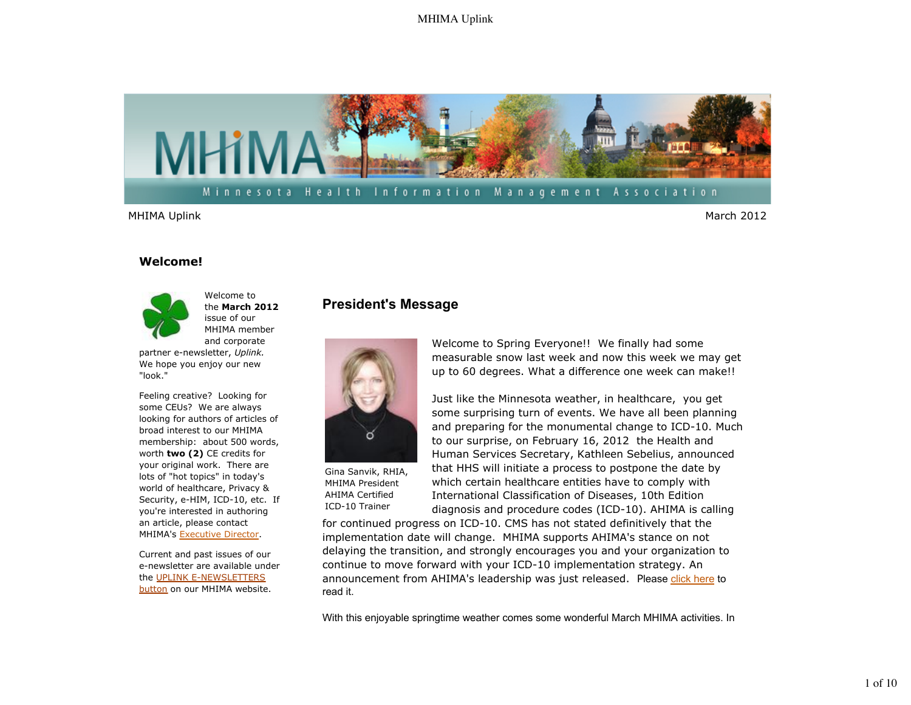MHIMA Uplink

March 2012

## Welcome!

Welcome to the **March 2012** issue of our MHIMA member and corporate partner e-newsletter, *Uplink.* We hope you enjoy our new "look."

Feeling creative? Looking for some CEUs? We are always looking for authors of articles of broad interest to our MHIMA membership: about 500 words, worth **two (2)** CE credits for your original work. There are lots of "hot topics" in today's world of healthcare, Privacy & Security, e-HIM, ICD-10, etc. If you're interested in authoring an article, please contact MHIMA's Executive Director.

Current and past issues of our e-newsletter are available under the UPLINK E-NEWSLETTERS button on our MHIMA website.

## President's Message

Gina Sanvik, RHIA, MHIMA President AHIMA Certified ICD-10 Trainer

Welcome to Spring Everyone!! We finally had some measurable snow last week and now this week we may get up to 60 degrees. What a difference one week can make!!

Just like the Minnesota weather, in healthcare, you get some surprising turn of events. We have all been planning and preparing for the monumental change to ICD-10. Much to our surprise, on February 16, 2012 the Health and Human Services Secretary, Kathleen Sebelius, announced that HHS will initiate a process to postpone the date by which certain healthcare entities have to comply with International Classification of Diseases, 10th Edition diagnosis and procedure codes (ICD-10). AHIMA is calling for continued progress on ICD-10. CMS has not stated definitively that the implementation date will change. MHIMA supports AHIMA's stance on not delaying the transition, and strongly encourages you and your organization to continue to move forward with your ICD-10 implementation strategy. An announcement from AHIMA's leadership was just released. Please click here to read it.

With this enjoyable springtime weather comes some wonderful March MHIMA activities. In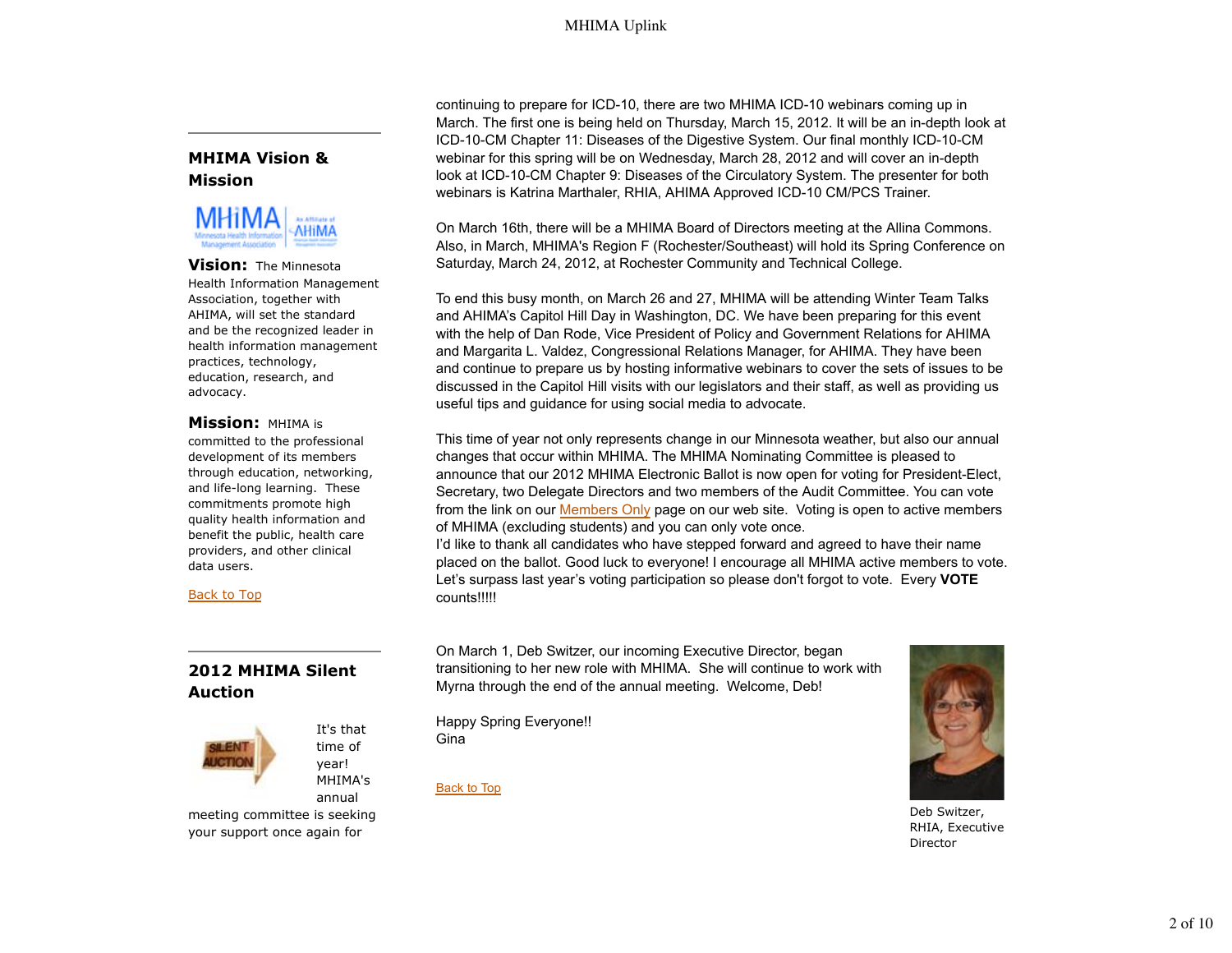continuing to prepare for ICD-10, there are two MHIMA ICD-10 webinars coming up in March. The first one is being held on Thursday, March 15, 2012. It will be an in-depth look at ICD-10-CM Chapter 11: Diseases of the Digestive System. Our final monthly ICD-10-CM webinar for this spring will be on Wednesday, March 28, 2012 and will cover an in-depth look at ICD-10-CM Chapter 9: Diseases of the Circulatory System. The presenter for both webinars is Katrina Marthaler, RHIA, AHIMA Approved ICD-10 CM/PCS Trainer.

On March 16th, there will be a MHIMA Board of Directors meeting at the Allina Commons. Also, in March, MHIMA's Region F (Rochester/Southeast) will hold its Spring Conference on Saturday, March 24, 2012, at Rochester Community and Technical College.

To end this busy month, on March 26 and 27, MHIMA will be attending Winter Team Talks and AHIMA's Capitol Hill Day in Washington, DC. We have been preparing for this event with the help of Dan Rode, Vice President of Policy and Government Relations for AHIMA and Margarita L. Valdez, Congressional Relations Manager, for AHIMA. They have been and continue to prepare us by hosting informative webinars to cover the sets of issues to be discussed in the Capitol Hill visits with our legislators and their staff, as well as providing us useful tips and guidance for using social media to advocate.

This time of year not only represents change in our Minnesota weather, but also our annual changes that occur within MHIMA. The MHIMA Nominating Committee is pleased to announce that our 2012 MHIMA Electronic Ballot is now open for voting for President-Elect, Secretary, two Delegate Directors and two members of the Audit Committee. You can vote from the link on our Members Only page on our web site. Voting is open to active members of MHIMA (excluding students) and you can only vote once.
I'd like to thank all candidates who have stepped forward and agreed to have their name placed on the ballot. Good luck to everyone! I encourage all MHIMA active members to vote. Let's surpass last year's voting participation so please don't forgot to vote. Every **VOTE** counts!!!!!

On March 1, Deb Switzer, our incoming Executive Director, began transitioning to her new role with MHIMA. She will continue to work with Myrna through the end of the annual meeting. Welcome, Deb!

Deb Switzer, RHIA, Executive Director

Happy Spring Everyone!!
Gina

Back to Top

## MHIMA Vision & Mission

**Vision:** The Minnesota Health Information Management Association, together with AHIMA, will set the standard and be the recognized leader in health information management practices, technology, education, research, and advocacy.

**Mission:** MHIMA is committed to the professional development of its members through education, networking, and life-long learning. These commitments promote high quality health information and benefit the public, health care providers, and other clinical data users.

Back to Top

## 2012 MHIMA Silent Auction

It's that time of year! MHIMA's annual meeting committee is seeking your support once again for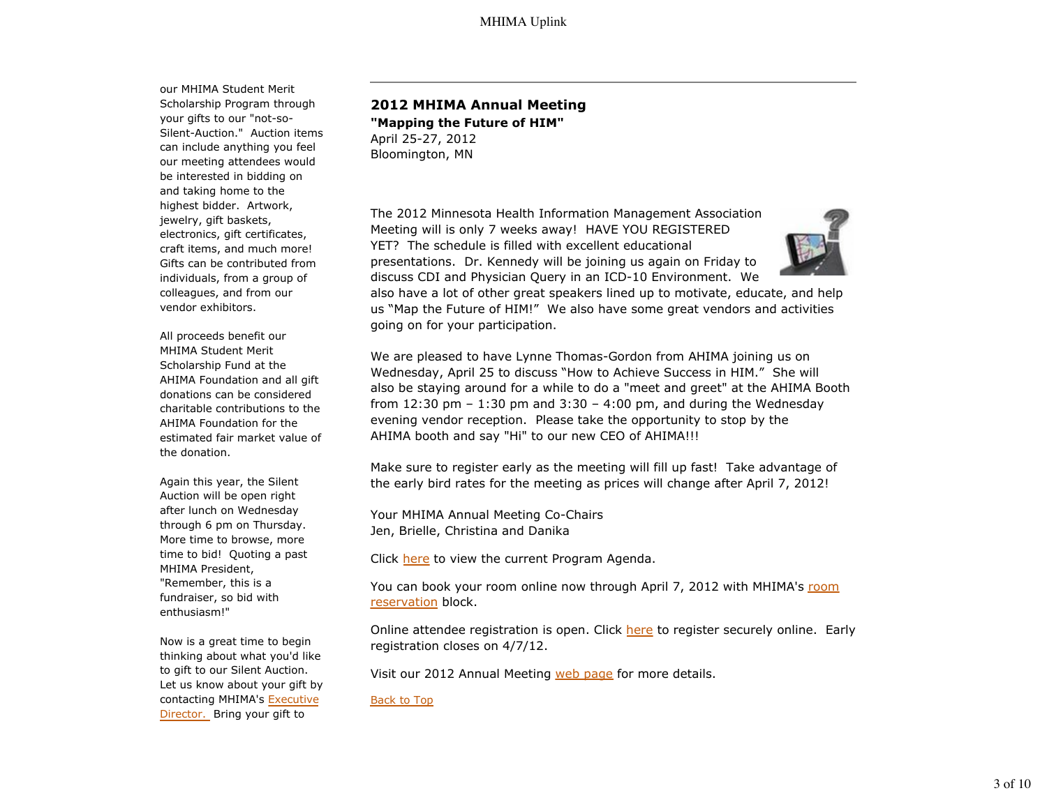our MHIMA Student Merit Scholarship Program through your gifts to our "not-so-Silent-Auction." Auction items can include anything you feel our meeting attendees would be interested in bidding on and taking home to the highest bidder. Artwork, jewelry, gift baskets, electronics, gift certificates, craft items, and much more! Gifts can be contributed from individuals, from a group of colleagues, and from our vendor exhibitors.

All proceeds benefit our MHIMA Student Merit Scholarship Fund at the AHIMA Foundation and all gift donations can be considered charitable contributions to the AHIMA Foundation for the estimated fair market value of the donation.

Again this year, the Silent Auction will be open right after lunch on Wednesday through 6 pm on Thursday. More time to browse, more time to bid! Quoting a past MHIMA President, "Remember, this is a fundraiser, so bid with enthusiasm!"

Now is a great time to begin thinking about what you'd like to gift to our Silent Auction. Let us know about your gift by contacting MHIMA's Executive Director. Bring your gift to

---

**2012 MHIMA Annual Meeting**
**"Mapping the Future of HIM"**
April 25-27, 2012
Bloomington, MN

The 2012 Minnesota Health Information Management Association Meeting will is only 7 weeks away! HAVE YOU REGISTERED YET? The schedule is filled with excellent educational presentations. Dr. Kennedy will be joining us again on Friday to discuss CDI and Physician Query in an ICD-10 Environment. We also have a lot of other great speakers lined up to motivate, educate, and help us "Map the Future of HIM!" We also have some great vendors and activities going on for your participation.

We are pleased to have Lynne Thomas-Gordon from AHIMA joining us on Wednesday, April 25 to discuss "How to Achieve Success in HIM." She will also be staying around for a while to do a "meet and greet" at the AHIMA Booth from 12:30 pm – 1:30 pm and 3:30 – 4:00 pm, and during the Wednesday evening vendor reception. Please take the opportunity to stop by the AHIMA booth and say "Hi" to our new CEO of AHIMA!!!

Make sure to register early as the meeting will fill up fast! Take advantage of the early bird rates for the meeting as prices will change after April 7, 2012!

Your MHIMA Annual Meeting Co-Chairs
Jen, Brielle, Christina and Danika

Click here to view the current Program Agenda.

You can book your room online now through April 7, 2012 with MHIMA's room reservation block.

Online attendee registration is open. Click here to register securely online. Early registration closes on 4/7/12.

Visit our 2012 Annual Meeting web page for more details.

Back to Top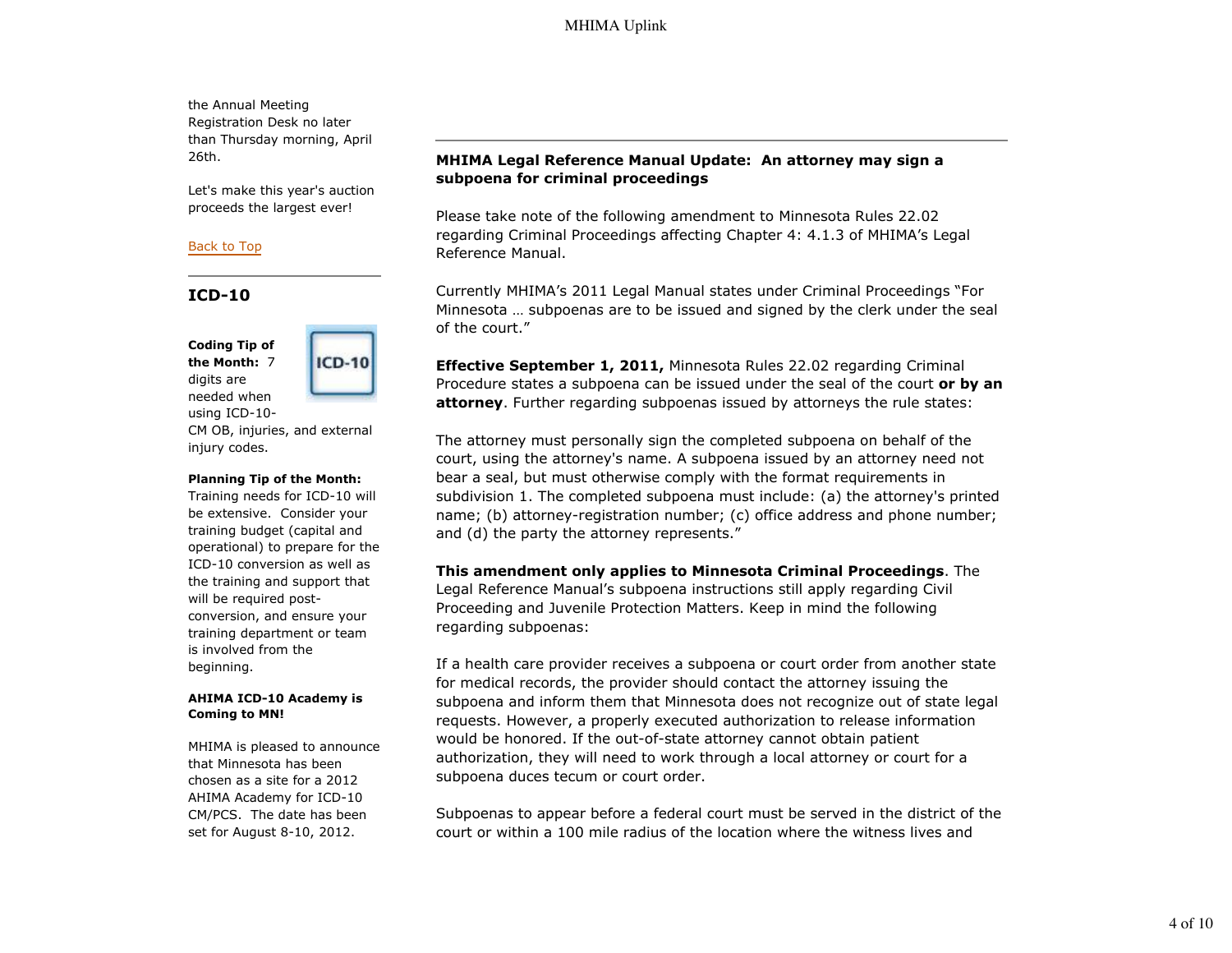the Annual Meeting Registration Desk no later than Thursday morning, April 26th.

Let's make this year's auction proceeds the largest ever!

Back to Top

## ICD-10

**Coding Tip of the Month:** 7 digits are needed when using ICD-10-CM OB, injuries, and external injury codes.

**Planning Tip of the Month:** Training needs for ICD-10 will be extensive. Consider your training budget (capital and operational) to prepare for the ICD-10 conversion as well as the training and support that will be required post-conversion, and ensure your training department or team is involved from the beginning.

**AHIMA ICD-10 Academy is Coming to MN!**

MHIMA is pleased to announce that Minnesota has been chosen as a site for a 2012 AHIMA Academy for ICD-10 CM/PCS. The date has been set for August 8-10, 2012.

---

**MHIMA Legal Reference Manual Update: An attorney may sign a subpoena for criminal proceedings**

Please take note of the following amendment to Minnesota Rules 22.02 regarding Criminal Proceedings affecting Chapter 4: 4.1.3 of MHIMA's Legal Reference Manual.

Currently MHIMA's 2011 Legal Manual states under Criminal Proceedings "For Minnesota … subpoenas are to be issued and signed by the clerk under the seal of the court."

**Effective September 1, 2011,** Minnesota Rules 22.02 regarding Criminal Procedure states a subpoena can be issued under the seal of the court **or by an attorney**. Further regarding subpoenas issued by attorneys the rule states:

The attorney must personally sign the completed subpoena on behalf of the court, using the attorney's name. A subpoena issued by an attorney need not bear a seal, but must otherwise comply with the format requirements in subdivision 1. The completed subpoena must include: (a) the attorney's printed name; (b) attorney-registration number; (c) office address and phone number; and (d) the party the attorney represents."

**This amendment only applies to Minnesota Criminal Proceedings**. The Legal Reference Manual's subpoena instructions still apply regarding Civil Proceeding and Juvenile Protection Matters. Keep in mind the following regarding subpoenas:

If a health care provider receives a subpoena or court order from another state for medical records, the provider should contact the attorney issuing the subpoena and inform them that Minnesota does not recognize out of state legal requests. However, a properly executed authorization to release information would be honored. If the out-of-state attorney cannot obtain patient authorization, they will need to work through a local attorney or court for a subpoena duces tecum or court order.

Subpoenas to appear before a federal court must be served in the district of the court or within a 100 mile radius of the location where the witness lives and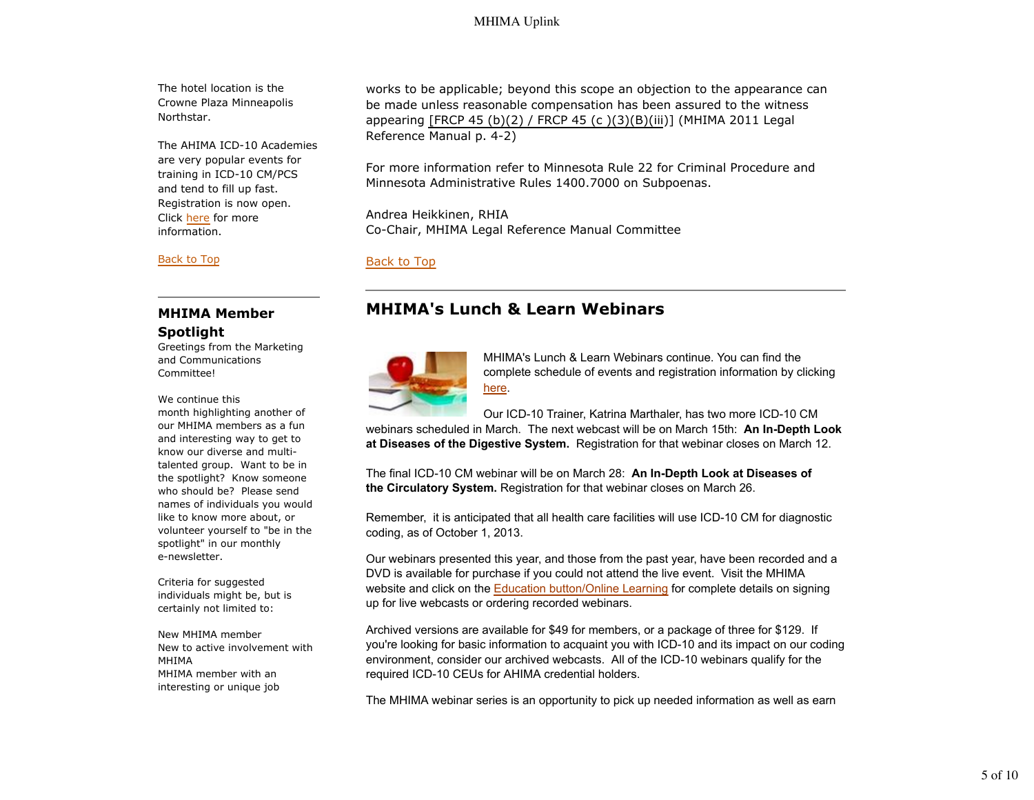The hotel location is the Crowne Plaza Minneapolis Northstar.

The AHIMA ICD-10 Academies are very popular events for training in ICD-10 CM/PCS and tend to fill up fast. Registration is now open. Click here for more information.

Back to Top

## MHIMA Member Spotlight

Greetings from the Marketing and Communications Committee!

We continue this month highlighting another of our MHIMA members as a fun and interesting way to get to know our diverse and multi-talented group. Want to be in the spotlight? Know someone who should be? Please send names of individuals you would like to know more about, or volunteer yourself to "be in the spotlight" in our monthly e-newsletter.

Criteria for suggested individuals might be, but is certainly not limited to:

New MHIMA member
New to active involvement with MHIMA
MHIMA member with an interesting or unique job

works to be applicable; beyond this scope an objection to the appearance can be made unless reasonable compensation has been assured to the witness appearing [FRCP 45 (b)(2) / FRCP 45 (c )(3)(B)(iii)] (MHIMA 2011 Legal Reference Manual p. 4-2)

For more information refer to Minnesota Rule 22 for Criminal Procedure and Minnesota Administrative Rules 1400.7000 on Subpoenas.

Andrea Heikkinen, RHIA
Co-Chair, MHIMA Legal Reference Manual Committee

Back to Top

## MHIMA's Lunch & Learn Webinars

MHIMA's Lunch & Learn Webinars continue. You can find the complete schedule of events and registration information by clicking here.

Our ICD-10 Trainer, Katrina Marthaler, has two more ICD-10 CM webinars scheduled in March. The next webcast will be on March 15th: **An In-Depth Look at Diseases of the Digestive System.** Registration for that webinar closes on March 12.

The final ICD-10 CM webinar will be on March 28: **An In-Depth Look at Diseases of the Circulatory System.** Registration for that webinar closes on March 26.

Remember, it is anticipated that all health care facilities will use ICD-10 CM for diagnostic coding, as of October 1, 2013.

Our webinars presented this year, and those from the past year, have been recorded and a DVD is available for purchase if you could not attend the live event. Visit the MHIMA website and click on the Education button/Online Learning for complete details on signing up for live webcasts or ordering recorded webinars.

Archived versions are available for $49 for members, or a package of three for $129. If you're looking for basic information to acquaint you with ICD-10 and its impact on our coding environment, consider our archived webcasts. All of the ICD-10 webinars qualify for the required ICD-10 CEUs for AHIMA credential holders.

The MHIMA webinar series is an opportunity to pick up needed information as well as earn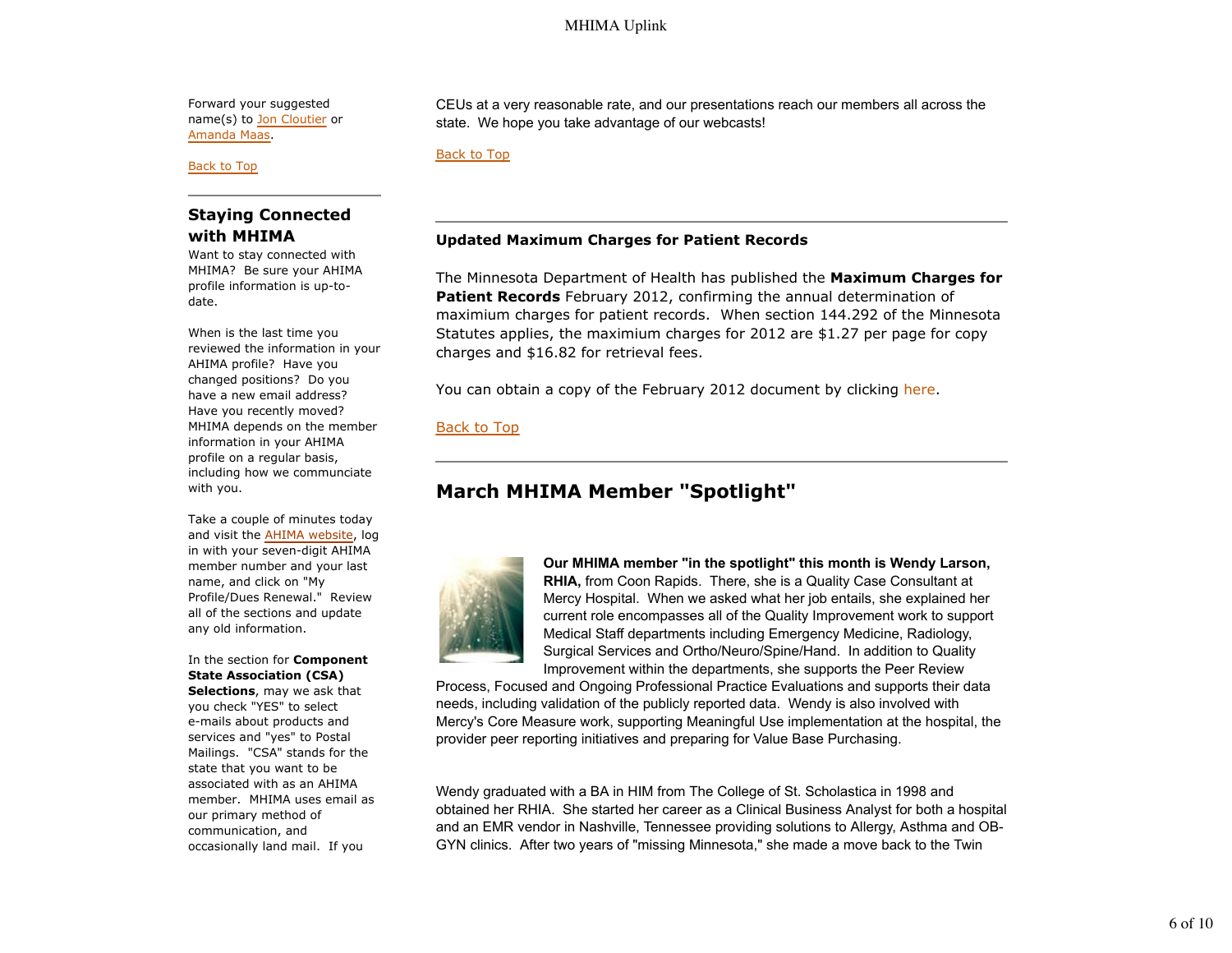Forward your suggested name(s) to Jon Cloutier or Amanda Maas.

Back to Top

## Staying Connected with MHIMA

Want to stay connected with MHIMA? Be sure your AHIMA profile information is up-to-date.

When is the last time you reviewed the information in your AHIMA profile? Have you changed positions? Do you have a new email address? Have you recently moved? MHIMA depends on the member information in your AHIMA profile on a regular basis, including how we communciate with you.

Take a couple of minutes today and visit the AHIMA website, log in with your seven-digit AHIMA member number and your last name, and click on "My Profile/Dues Renewal." Review all of the sections and update any old information.

In the section for **Component State Association (CSA) Selections**, may we ask that you check "YES" to select e-mails about products and services and "yes" to Postal Mailings. "CSA" stands for the state that you want to be associated with as an AHIMA member. MHIMA uses email as our primary method of communication, and occasionally land mail. If you

CEUs at a very reasonable rate, and our presentations reach our members all across the state. We hope you take advantage of our webcasts!

Back to Top

**Updated Maximum Charges for Patient Records**

The Minnesota Department of Health has published the **Maximum Charges for Patient Records** February 2012, confirming the annual determination of maximium charges for patient records. When section 144.292 of the Minnesota Statutes applies, the maximium charges for 2012 are $1.27 per page for copy charges and $16.82 for retrieval fees.

You can obtain a copy of the February 2012 document by clicking here.

Back to Top

## March MHIMA Member "Spotlight"

**Our MHIMA member "in the spotlight" this month is Wendy Larson, RHIA,** from Coon Rapids. There, she is a Quality Case Consultant at Mercy Hospital. When we asked what her job entails, she explained her current role encompasses all of the Quality Improvement work to support Medical Staff departments including Emergency Medicine, Radiology, Surgical Services and Ortho/Neuro/Spine/Hand. In addition to Quality Improvement within the departments, she supports the Peer Review Process, Focused and Ongoing Professional Practice Evaluations and supports their data needs, including validation of the publicly reported data. Wendy is also involved with Mercy's Core Measure work, supporting Meaningful Use implementation at the hospital, the provider peer reporting initiatives and preparing for Value Base Purchasing.

Wendy graduated with a BA in HIM from The College of St. Scholastica in 1998 and obtained her RHIA. She started her career as a Clinical Business Analyst for both a hospital and an EMR vendor in Nashville, Tennessee providing solutions to Allergy, Asthma and OB-GYN clinics. After two years of "missing Minnesota," she made a move back to the Twin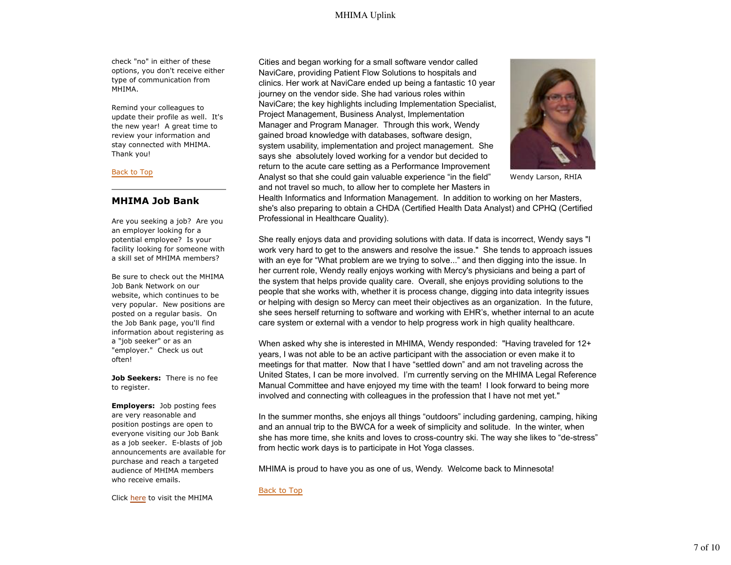check "no" in either of these options, you don't receive either type of communication from MHIMA.

Remind your colleagues to update their profile as well.  It's the new year!  A great time to review your information and stay connected with MHIMA. Thank you!

Back to Top

---

## MHIMA Job Bank

Are you seeking a job?  Are you an employer looking for a potential employee?  Is your facility looking for someone with a skill set of MHIMA members?

Be sure to check out the MHIMA Job Bank Network on our website, which continues to be very popular.  New positions are posted on a regular basis.  On the Job Bank page, you'll find information about registering as a "job seeker" or as an "employer."  Check us out often!

**Job Seekers:** There is no fee to register.

**Employers:** Job posting fees are very reasonable and position postings are open to everyone visiting our Job Bank as a job seeker.  E-blasts of job announcements are available for purchase and reach a targeted audience of MHIMA members who receive emails.

Click here to visit the MHIMA

Cities and began working for a small software vendor called NaviCare, providing Patient Flow Solutions to hospitals and clinics. Her work at NaviCare ended up being a fantastic 10 year journey on the vendor side. She had various roles within NaviCare; the key highlights including Implementation Specialist, Project Management, Business Analyst, Implementation Manager and Program Manager.  Through this work, Wendy gained broad knowledge with databases, software design, system usability, implementation and project management.  She says she  absolutely loved working for a vendor but decided to return to the acute care setting as a Performance Improvement Analyst so that she could gain valuable experience "in the field" and not travel so much, to allow her to complete her Masters in Health Informatics and Information Management.  In addition to working on her Masters, she's also preparing to obtain a CHDA (Certified Health Data Analyst) and CPHQ (Certified Professional in Healthcare Quality).

Wendy Larson, RHIA

She really enjoys data and providing solutions with data. If data is incorrect, Wendy says "I work very hard to get to the answers and resolve the issue."  She tends to approach issues with an eye for "What problem are we trying to solve..." and then digging into the issue. In her current role, Wendy really enjoys working with Mercy's physicians and being a part of the system that helps provide quality care.  Overall, she enjoys providing solutions to the people that she works with, whether it is process change, digging into data integrity issues or helping with design so Mercy can meet their objectives as an organization.  In the future, she sees herself returning to software and working with EHR's, whether internal to an acute care system or external with a vendor to help progress work in high quality healthcare.

When asked why she is interested in MHIMA, Wendy responded:  "Having traveled for 12+ years, I was not able to be an active participant with the association or even make it to meetings for that matter.  Now that I have "settled down" and am not traveling across the United States, I can be more involved.  I'm currently serving on the MHIMA Legal Reference Manual Committee and have enjoyed my time with the team!  I look forward to being more involved and connecting with colleagues in the profession that I have not met yet."

In the summer months, she enjoys all things "outdoors" including gardening, camping, hiking and an annual trip to the BWCA for a week of simplicity and solitude.  In the winter, when she has more time, she knits and loves to cross-country ski. The way she likes to "de-stress" from hectic work days is to participate in Hot Yoga classes.

MHIMA is proud to have you as one of us, Wendy.  Welcome back to Minnesota!

Back to Top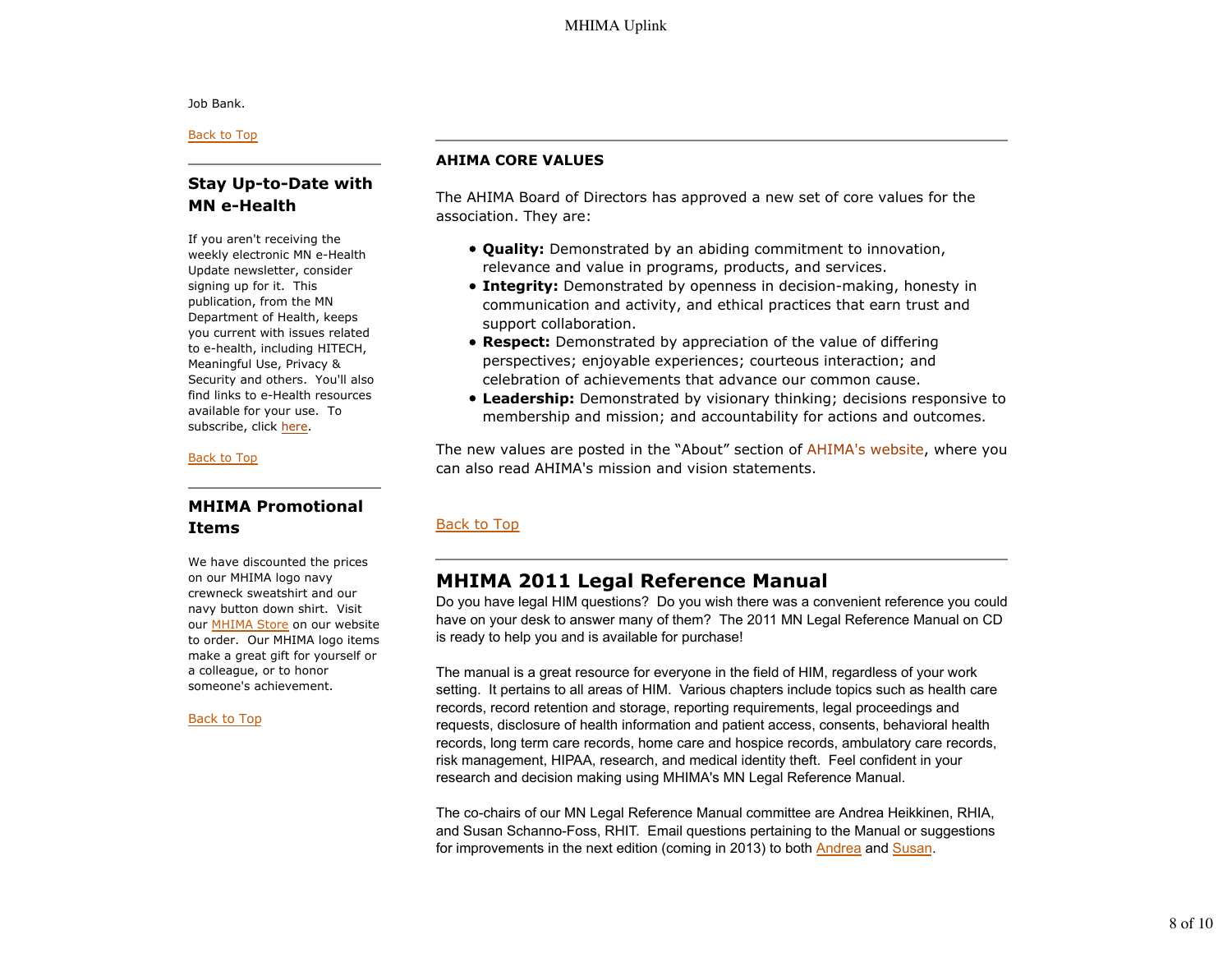Job Bank.

Back to Top

## Stay Up-to-Date with MN e-Health

If you aren't receiving the weekly electronic MN e-Health Update newsletter, consider signing up for it. This publication, from the MN Department of Health, keeps you current with issues related to e-health, including HITECH, Meaningful Use, Privacy & Security and others. You'll also find links to e-Health resources available for your use. To subscribe, click here.

Back to Top

## MHIMA Promotional Items

We have discounted the prices on our MHIMA logo navy crewneck sweatshirt and our navy button down shirt. Visit our MHIMA Store on our website to order. Our MHIMA logo items make a great gift for yourself or a colleague, or to honor someone's achievement.

Back to Top

**AHIMA CORE VALUES**

The AHIMA Board of Directors has approved a new set of core values for the association. They are:

- **Quality:** Demonstrated by an abiding commitment to innovation, relevance and value in programs, products, and services.
- **Integrity:** Demonstrated by openness in decision-making, honesty in communication and activity, and ethical practices that earn trust and support collaboration.
- **Respect:** Demonstrated by appreciation of the value of differing perspectives; enjoyable experiences; courteous interaction; and celebration of achievements that advance our common cause.
- **Leadership:** Demonstrated by visionary thinking; decisions responsive to membership and mission; and accountability for actions and outcomes.

The new values are posted in the "About" section of AHIMA's website, where you can also read AHIMA's mission and vision statements.

Back to Top

## MHIMA 2011 Legal Reference Manual

Do you have legal HIM questions? Do you wish there was a convenient reference you could have on your desk to answer many of them? The 2011 MN Legal Reference Manual on CD is ready to help you and is available for purchase!

The manual is a great resource for everyone in the field of HIM, regardless of your work setting. It pertains to all areas of HIM. Various chapters include topics such as health care records, record retention and storage, reporting requirements, legal proceedings and requests, disclosure of health information and patient access, consents, behavioral health records, long term care records, home care and hospice records, ambulatory care records, risk management, HIPAA, research, and medical identity theft. Feel confident in your research and decision making using MHIMA's MN Legal Reference Manual.

The co-chairs of our MN Legal Reference Manual committee are Andrea Heikkinen, RHIA, and Susan Schanno-Foss, RHIT. Email questions pertaining to the Manual or suggestions for improvements in the next edition (coming in 2013) to both Andrea and Susan.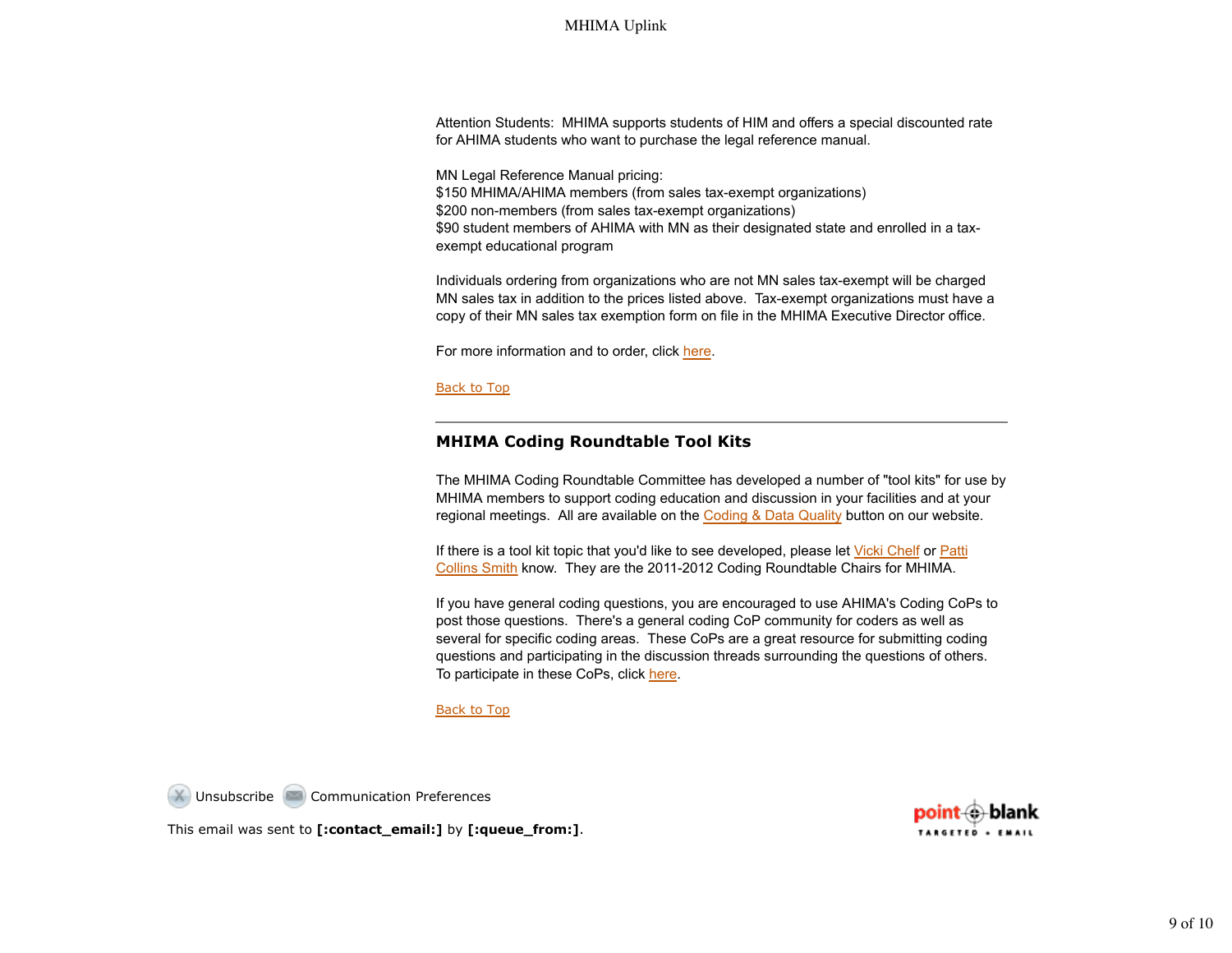Attention Students: MHIMA supports students of HIM and offers a special discounted rate for AHIMA students who want to purchase the legal reference manual.

MN Legal Reference Manual pricing:
$150 MHIMA/AHIMA members (from sales tax-exempt organizations)
$200 non-members (from sales tax-exempt organizations)
$90 student members of AHIMA with MN as their designated state and enrolled in a tax-exempt educational program

Individuals ordering from organizations who are not MN sales tax-exempt will be charged MN sales tax in addition to the prices listed above. Tax-exempt organizations must have a copy of their MN sales tax exemption form on file in the MHIMA Executive Director office.

For more information and to order, click here.

Back to Top

---

## MHIMA Coding Roundtable Tool Kits

The MHIMA Coding Roundtable Committee has developed a number of "tool kits" for use by MHIMA members to support coding education and discussion in your facilities and at your regional meetings. All are available on the Coding & Data Quality button on our website.

If there is a tool kit topic that you'd like to see developed, please let Vicki Chelf or Patti Collins Smith know. They are the 2011-2012 Coding Roundtable Chairs for MHIMA.

If you have general coding questions, you are encouraged to use AHIMA's Coding CoPs to post those questions. There's a general coding CoP community for coders as well as several for specific coding areas. These CoPs are a great resource for submitting coding questions and participating in the discussion threads surrounding the questions of others. To participate in these CoPs, click here.

Back to Top

Unsubscribe Communication Preferences

This email was sent to **[:contact_email:]** by **[:queue_from:]**.

point blank TARGETED • EMAIL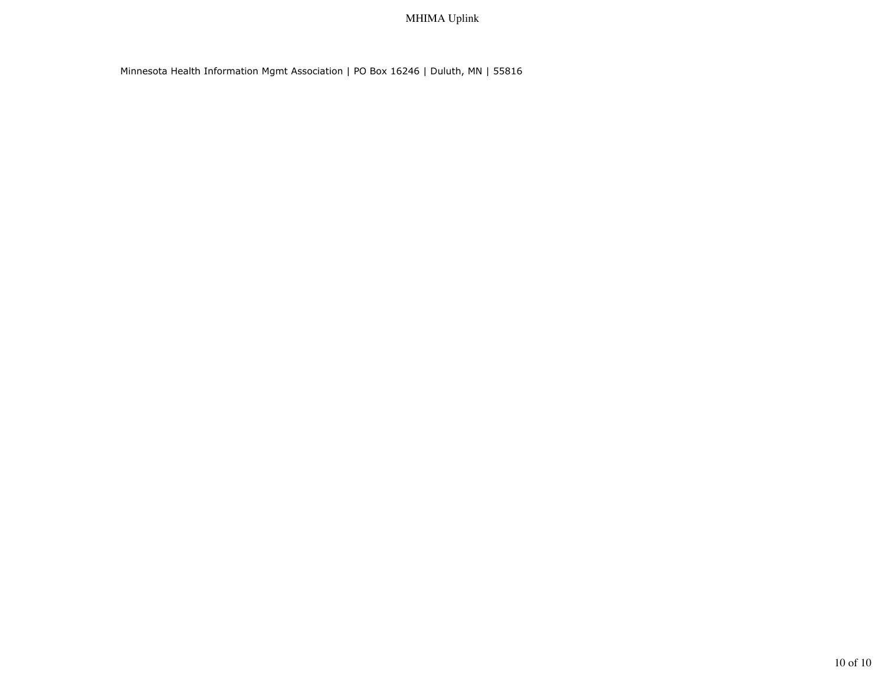Minnesota Health Information Mgmt Association | PO Box 16246 | Duluth, MN | 55816